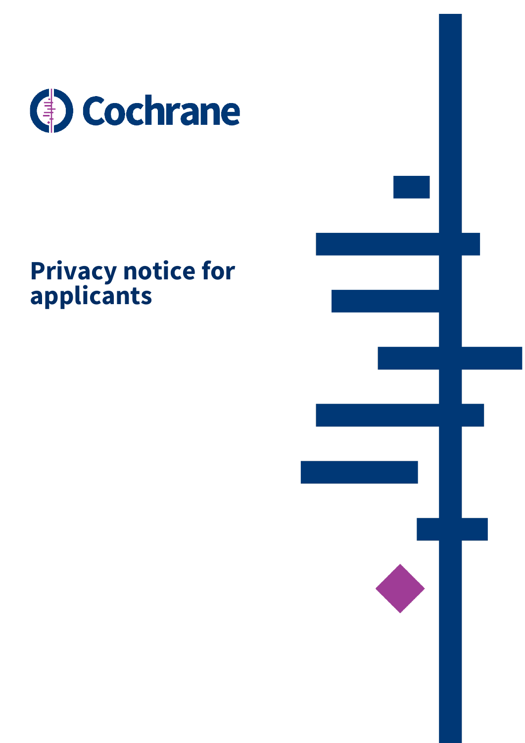Cochrane

# Privacy notice for applicants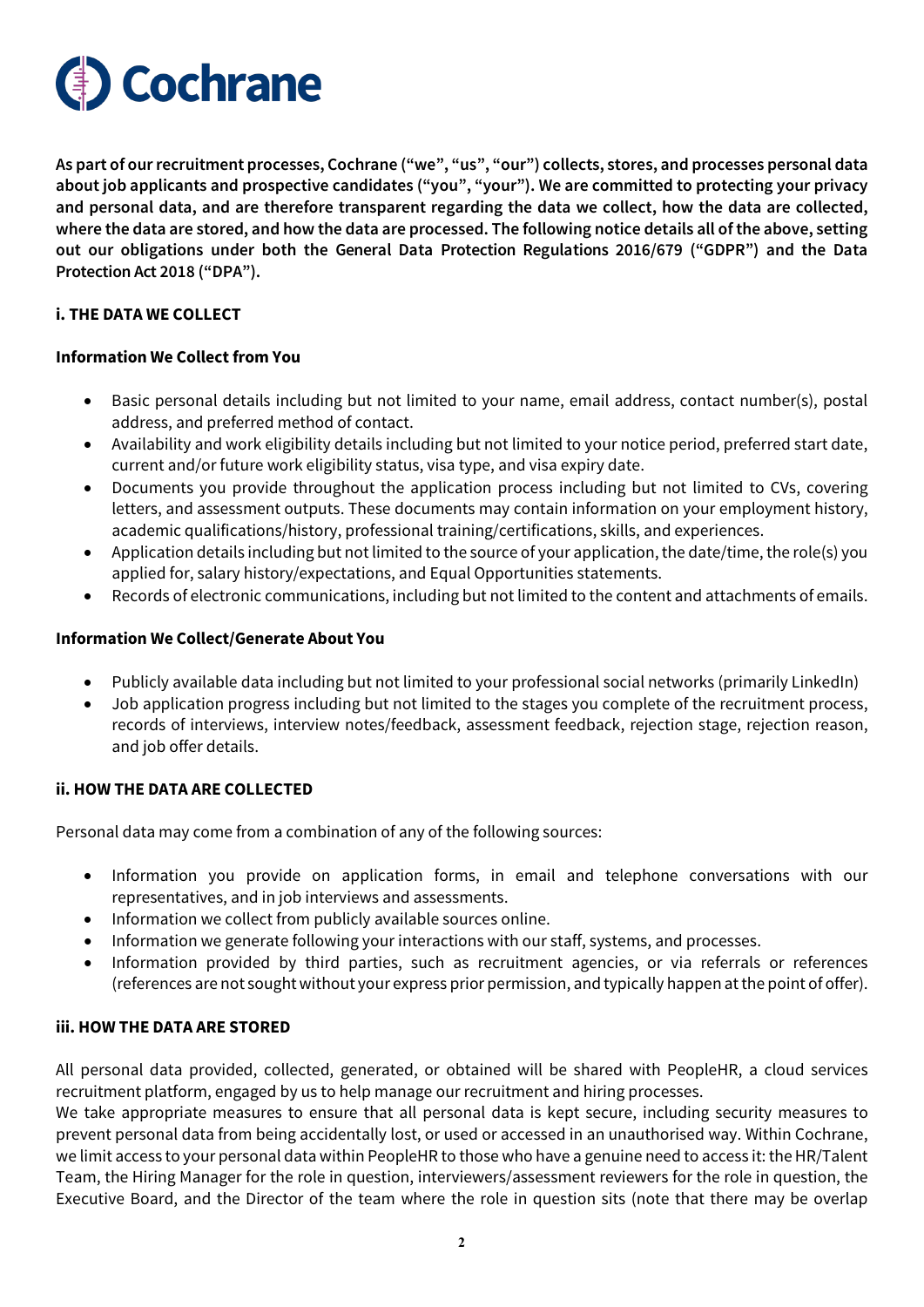**Cochrane**

**As part of our recruitment processes, Cochrane ("we", "us", "our") collects, stores, and processes personal data about job applicants and prospective candidates ("you", "your"). We are committed to protecting your privacy and personal data, and are therefore transparent regarding the data we collect, how the data are collected, where the data are stored, and how the data are processed. The following notice details all of the above, setting out our obligations under both the General Data Protection Regulations 2016/679 ("GDPR") and the Data Protection Act 2018 ("DPA").**

## i. THE DATA WE COLLECT

### Information We Collect from You

- Basic personal details including but not limited to your name, email address, contact number(s), postal address, and preferred method of contact.
- Availability and work eligibility details including but not limited to your notice period, preferred start date, current and/or future work eligibility status, visa type, and visa expiry date.
- Documents you provide throughout the application process including but not limited to CVs, covering letters, and assessment outputs. These documents may contain information on your employment history, academic qualifications/history, professional training/certifications, skills, and experiences.
- Application details including but not limited to the source of your application, the date/time, the role(s) you applied for, salary history/expectations, and Equal Opportunities statements.
- Records of electronic communications, including but not limited to the content and attachments of emails.

### Information We Collect/Generate About You

- Publicly available data including but not limited to your professional social networks (primarily LinkedIn)
- Job application progress including but not limited to the stages you complete of the recruitment process, records of interviews, interview notes/feedback, assessment feedback, rejection stage, rejection reason, and job offer details.

## ii. HOW THE DATA ARE COLLECTED

Personal data may come from a combination of any of the following sources:

- Information you provide on application forms, in email and telephone conversations with our representatives, and in job interviews and assessments.
- Information we collect from publicly available sources online.
- Information we generate following your interactions with our staff, systems, and processes.
- Information provided by third parties, such as recruitment agencies, or via referrals or references (references are not sought without your express prior permission, and typically happen at the point of offer).

## iii. HOW THE DATA ARE STORED

All personal data provided, collected, generated, or obtained will be shared with PeopleHR, a cloud services recruitment platform, engaged by us to help manage our recruitment and hiring processes.

We take appropriate measures to ensure that all personal data is kept secure, including security measures to prevent personal data from being accidentally lost, or used or accessed in an unauthorised way. Within Cochrane, we limit access to your personal data within PeopleHR to those who have a genuine need to access it: the HR/Talent Team, the Hiring Manager for the role in question, interviewers/assessment reviewers for the role in question, the Executive Board, and the Director of the team where the role in question sits (note that there may be overlap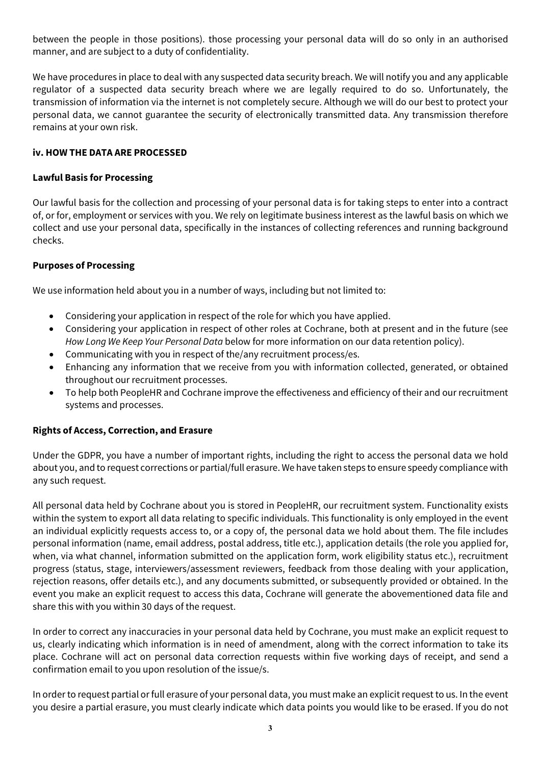between the people in those positions). those processing your personal data will do so only in an authorised manner, and are subject to a duty of confidentiality.

We have procedures in place to deal with any suspected data security breach. We will notify you and any applicable regulator of a suspected data security breach where we are legally required to do so. Unfortunately, the transmission of information via the internet is not completely secure. Although we will do our best to protect your personal data, we cannot guarantee the security of electronically transmitted data. Any transmission therefore remains at your own risk.

### iv. HOW THE DATA ARE PROCESSED

#### Lawful Basis for Processing

Our lawful basis for the collection and processing of your personal data is for taking steps to enter into a contract of, or for, employment or services with you. We rely on legitimate business interest as the lawful basis on which we collect and use your personal data, specifically in the instances of collecting references and running background checks.

#### Purposes of Processing

We use information held about you in a number of ways, including but not limited to:

- Considering your application in respect of the role for which you have applied.
- Considering your application in respect of other roles at Cochrane, both at present and in the future (see *How Long We Keep Your Personal Data* below for more information on our data retention policy).
- Communicating with you in respect of the/any recruitment process/es.
- Enhancing any information that we receive from you with information collected, generated, or obtained throughout our recruitment processes.
- To help both PeopleHR and Cochrane improve the effectiveness and efficiency of their and our recruitment systems and processes.

#### Rights of Access, Correction, and Erasure

Under the GDPR, you have a number of important rights, including the right to access the personal data we hold about you, and to request corrections or partial/full erasure. We have taken steps to ensure speedy compliance with any such request.

All personal data held by Cochrane about you is stored in PeopleHR, our recruitment system. Functionality exists within the system to export all data relating to specific individuals. This functionality is only employed in the event an individual explicitly requests access to, or a copy of, the personal data we hold about them. The file includes personal information (name, email address, postal address, title etc.), application details (the role you applied for, when, via what channel, information submitted on the application form, work eligibility status etc.), recruitment progress (status, stage, interviewers/assessment reviewers, feedback from those dealing with your application, rejection reasons, offer details etc.), and any documents submitted, or subsequently provided or obtained. In the event you make an explicit request to access this data, Cochrane will generate the abovementioned data file and share this with you within 30 days of the request.

In order to correct any inaccuracies in your personal data held by Cochrane, you must make an explicit request to us, clearly indicating which information is in need of amendment, along with the correct information to take its place. Cochrane will act on personal data correction requests within five working days of receipt, and send a confirmation email to you upon resolution of the issue/s.

In order to request partial or full erasure of your personal data, you must make an explicit request to us. In the event you desire a partial erasure, you must clearly indicate which data points you would like to be erased. If you do not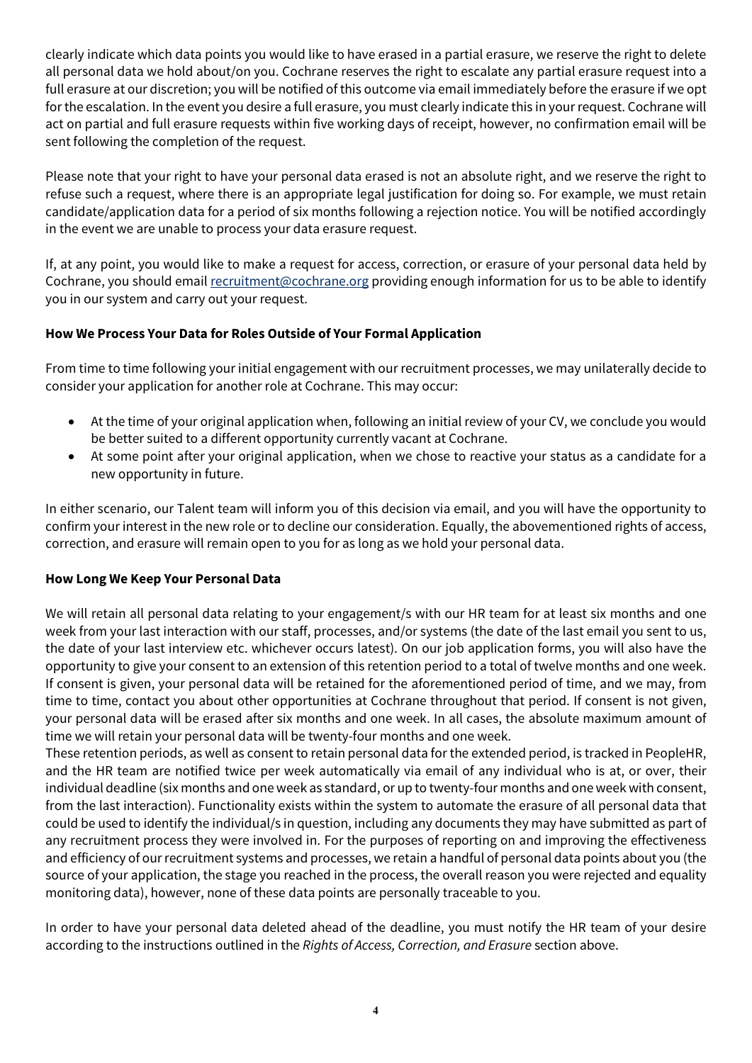clearly indicate which data points you would like to have erased in a partial erasure, we reserve the right to delete all personal data we hold about/on you. Cochrane reserves the right to escalate any partial erasure request into a full erasure at our discretion; you will be notified of this outcome via email immediately before the erasure if we opt for the escalation. In the event you desire a full erasure, you must clearly indicate this in your request. Cochrane will act on partial and full erasure requests within five working days of receipt, however, no confirmation email will be sent following the completion of the request.

Please note that your right to have your personal data erased is not an absolute right, and we reserve the right to refuse such a request, where there is an appropriate legal justification for doing so. For example, we must retain candidate/application data for a period of six months following a rejection notice. You will be notified accordingly in the event we are unable to process your data erasure request.

If, at any point, you would like to make a request for access, correction, or erasure of your personal data held by Cochrane, you should email recruitment@cochrane.org providing enough information for us to be able to identify you in our system and carry out your request.

**How We Process Your Data for Roles Outside of Your Formal Application**

From time to time following your initial engagement with our recruitment processes, we may unilaterally decide to consider your application for another role at Cochrane. This may occur:

- At the time of your original application when, following an initial review of your CV, we conclude you would be better suited to a different opportunity currently vacant at Cochrane.
- At some point after your original application, when we chose to reactive your status as a candidate for a new opportunity in future.

In either scenario, our Talent team will inform you of this decision via email, and you will have the opportunity to confirm your interest in the new role or to decline our consideration. Equally, the abovementioned rights of access, correction, and erasure will remain open to you for as long as we hold your personal data.

**How Long We Keep Your Personal Data**

We will retain all personal data relating to your engagement/s with our HR team for at least six months and one week from your last interaction with our staff, processes, and/or systems (the date of the last email you sent to us, the date of your last interview etc. whichever occurs latest). On our job application forms, you will also have the opportunity to give your consent to an extension of this retention period to a total of twelve months and one week. If consent is given, your personal data will be retained for the aforementioned period of time, and we may, from time to time, contact you about other opportunities at Cochrane throughout that period. If consent is not given, your personal data will be erased after six months and one week. In all cases, the absolute maximum amount of time we will retain your personal data will be twenty-four months and one week.
These retention periods, as well as consent to retain personal data for the extended period, is tracked in PeopleHR, and the HR team are notified twice per week automatically via email of any individual who is at, or over, their individual deadline (six months and one week as standard, or up to twenty-four months and one week with consent, from the last interaction). Functionality exists within the system to automate the erasure of all personal data that could be used to identify the individual/s in question, including any documents they may have submitted as part of any recruitment process they were involved in. For the purposes of reporting on and improving the effectiveness and efficiency of our recruitment systems and processes, we retain a handful of personal data points about you (the source of your application, the stage you reached in the process, the overall reason you were rejected and equality monitoring data), however, none of these data points are personally traceable to you.

In order to have your personal data deleted ahead of the deadline, you must notify the HR team of your desire according to the instructions outlined in the *Rights of Access, Correction, and Erasure* section above.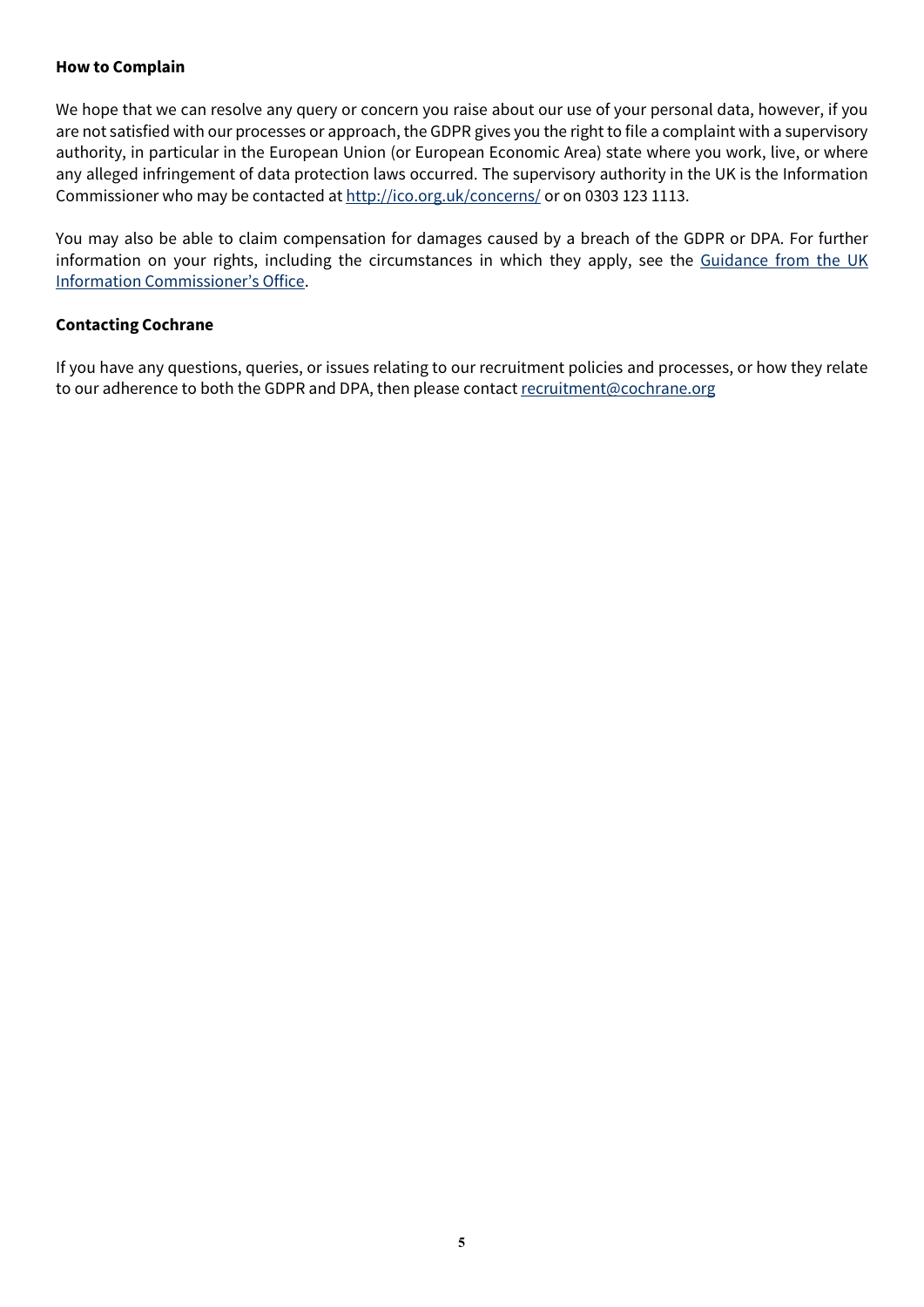**How to Complain**

We hope that we can resolve any query or concern you raise about our use of your personal data, however, if you are not satisfied with our processes or approach, the GDPR gives you the right to file a complaint with a supervisory authority, in particular in the European Union (or European Economic Area) state where you work, live, or where any alleged infringement of data protection laws occurred. The supervisory authority in the UK is the Information Commissioner who may be contacted at http://ico.org.uk/concerns/ or on 0303 123 1113.

You may also be able to claim compensation for damages caused by a breach of the GDPR or DPA. For further information on your rights, including the circumstances in which they apply, see the Guidance from the UK Information Commissioner's Office.

**Contacting Cochrane**

If you have any questions, queries, or issues relating to our recruitment policies and processes, or how they relate to our adherence to both the GDPR and DPA, then please contact recruitment@cochrane.org